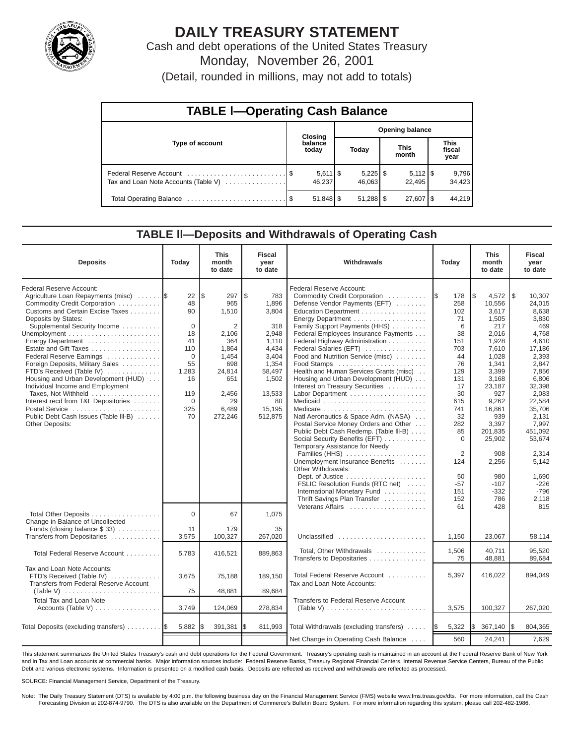# DAILY TREASURY STATEMENT

Cash and debt operations of the United States Treasury

Monday, November 26, 2001

(Detail, rounded in millions, may not add to totals)

## TABLE I—Operating Cash Balance

| Type of account | Closing balance today | Opening balance Today | Opening balance This month | Opening balance This fiscal year |
|---|---|---|---|---|
| Federal Reserve Account | $ 5,611 | $ 5,225 | $ 5,112 | $ 9,796 |
| Tax and Loan Note Accounts (Table V) | 46,237 | 46,063 | 22,495 | 34,423 |
| Total Operating Balance | $ 51,848 | $ 51,288 | $ 27,607 | $ 44,219 |

## TABLE II—Deposits and Withdrawals of Operating Cash

| Deposits | Today | This month to date | Fiscal year to date |
|---|---|---|---|
| Federal Reserve Account: | | | |
| Agriculture Loan Repayments (misc) | $ 22 | $ 297 | $ 783 |
| Commodity Credit Corporation | 48 | 965 | 1,896 |
| Customs and Certain Excise Taxes | 90 | 1,510 | 3,804 |
| Deposits by States: | | | |
| Supplemental Security Income | 0 | 2 | 318 |
| Unemployment | 18 | 2,106 | 2,948 |
| Energy Department | 41 | 364 | 1,110 |
| Estate and Gift Taxes | 110 | 1,864 | 4,434 |
| Federal Reserve Earnings | 0 | 1,454 | 3,404 |
| Foreign Deposits, Military Sales | 55 | 698 | 1,354 |
| FTD's Received (Table IV) | 1,283 | 24,814 | 58,497 |
| Housing and Urban Development (HUD) | 16 | 651 | 1,502 |
| Individual Income and Employment Taxes, Not Withheld | 119 | 2,456 | 13,533 |
| Interest recd from T&L Depositories | 0 | 29 | 80 |
| Postal Service | 325 | 6,489 | 15,195 |
| Public Debt Cash Issues (Table III-B) | 70 | 272,246 | 512,875 |
| Other Deposits: | | | |
| Total Other Deposits | 0 | 67 | 1,075 |
| Change in Balance of Uncollected Funds (closing balance $ 33) | 11 | 179 | 35 |
| Transfers from Depositaries | 3,575 | 100,327 | 267,020 |
| Total Federal Reserve Account | 5,783 | 416,521 | 889,863 |
| Tax and Loan Note Accounts: | | | |
| FTD's Received (Table IV) | 3,675 | 75,188 | 189,150 |
| Transfers from Federal Reserve Account (Table V) | 75 | 48,881 | 89,684 |
| Total Tax and Loan Note Accounts (Table V) | 3,749 | 124,069 | 278,834 |
| Total Deposits (excluding transfers) | $ 5,882 | $ 391,381 | $ 811,993 |

| Withdrawals | Today | This month to date | Fiscal year to date |
|---|---|---|---|
| Federal Reserve Account: | | | |
| Commodity Credit Corporation | $ 178 | $ 4,572 | $ 10,307 |
| Defense Vendor Payments (EFT) | 258 | 10,556 | 24,015 |
| Education Department | 102 | 3,617 | 8,638 |
| Energy Department | 71 | 1,505 | 3,830 |
| Family Support Payments (HHS) | 6 | 217 | 469 |
| Federal Employees Insurance Payments | 38 | 2,016 | 4,768 |
| Federal Highway Administration | 151 | 1,928 | 4,610 |
| Federal Salaries (EFT) | 703 | 7,610 | 17,186 |
| Food and Nutrition Service (misc) | 44 | 1,028 | 2,393 |
| Food Stamps | 76 | 1,341 | 2,847 |
| Health and Human Services Grants (misc) | 129 | 3,399 | 7,856 |
| Housing and Urban Development (HUD) | 131 | 3,168 | 6,806 |
| Interest on Treasury Securities | 17 | 23,187 | 32,398 |
| Labor Department | 30 | 927 | 2,083 |
| Medicaid | 615 | 9,262 | 22,584 |
| Medicare | 741 | 16,861 | 35,706 |
| Natl Aeronautics & Space Adm. (NASA) | 32 | 939 | 2,131 |
| Postal Service Money Orders and Other | 282 | 3,397 | 7,997 |
| Public Debt Cash Redemp. (Table III-B) | 85 | 201,835 | 451,092 |
| Social Security Benefits (EFT) | 0 | 25,902 | 53,674 |
| Temporary Assistance for Needy Families (HHS) | 2 | 908 | 2,314 |
| Unemployment Insurance Benefits | 124 | 2,256 | 5,142 |
| Other Withdrawals: | | | |
| Dept. of Justice | 50 | 980 | 1,690 |
| FSLIC Resolution Funds (RTC net) | -57 | -107 | -226 |
| International Monetary Fund | 151 | -332 | -796 |
| Thrift Savings Plan Transfer | 152 | 786 | 2,118 |
| Veterans Affairs | 61 | 428 | 815 |
| Unclassified | 1,150 | 23,067 | 58,114 |
| Total, Other Withdrawals | 1,506 | 40,711 | 95,520 |
| Transfers to Depositaries | 75 | 48,881 | 89,684 |
| Total Federal Reserve Account | 5,397 | 416,022 | 894,049 |
| Tax and Loan Note Accounts: | | | |
| Transfers to Federal Reserve Account (Table V) | 3,575 | 100,327 | 267,020 |
| Total Withdrawals (excluding transfers) | $ 5,322 | $ 367,140 | $ 804,365 |
| Net Change in Operating Cash Balance | 560 | 24,241 | 7,629 |

This statement summarizes the United States Treasury's cash and debt operations for the Federal Government. Treasury's operating cash is maintained in an account at the Federal Reserve Bank of New York and in Tax and Loan accounts at commercial banks. Major information sources include: Federal Reserve Banks, Treasury Regional Financial Centers, Internal Revenue Service Centers, Bureau of the Public Debt and various electronic systems. Information is presented on a modified cash basis. Deposits are reflected as received and withdrawals are reflected as processed.

SOURCE: Financial Management Service, Department of the Treasury.

Note: The Daily Treasury Statement (DTS) is available by 4:00 p.m. the following business day on the Financial Management Service (FMS) website www.fms.treas.gov/dts. For more information, call the Cash Forecasting Division at 202-874-9790. The DTS is also available on the Department of Commerce's Bulletin Board System. For more information regarding this system, please call 202-482-1986.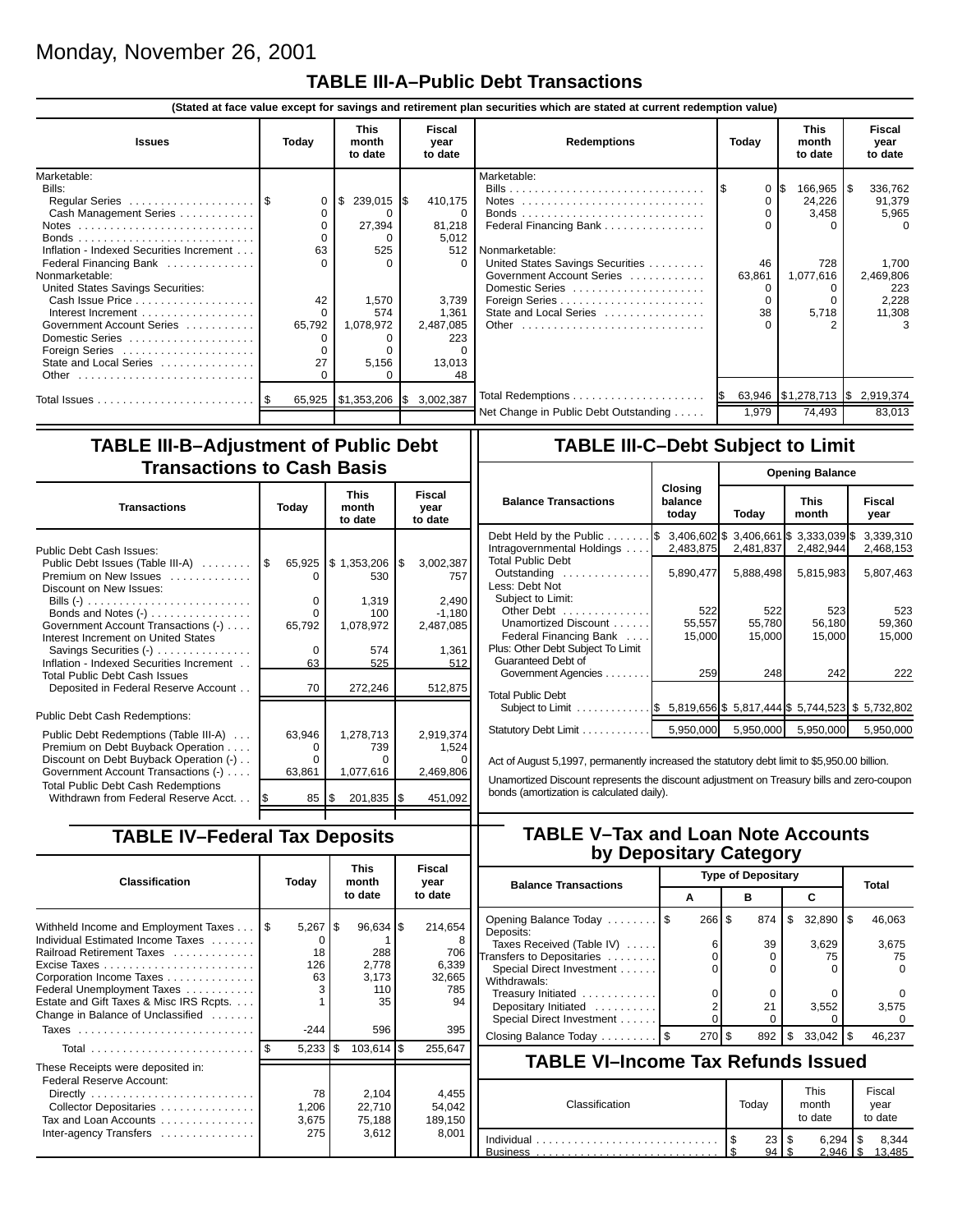Monday, November 26, 2001

## TABLE III-A–Public Debt Transactions

(Stated at face value except for savings and retirement plan securities which are stated at current redemption value)

| Issues | Today | This month to date | Fiscal year to date |
|---|---|---|---|
| Marketable: | | | |
| Bills: | | | |
| Regular Series | $ 0 | $ 239,015 | $ 410,175 |
| Cash Management Series | 0 | 0 | 0 |
| Notes | 0 | 27,394 | 81,218 |
| Bonds | 0 | 0 | 5,012 |
| Inflation - Indexed Securities Increment | 63 | 525 | 512 |
| Federal Financing Bank | 0 | 0 | 0 |
| Nonmarketable: | | | |
| United States Savings Securities: | | | |
| Cash Issue Price | 42 | 1,570 | 3,739 |
| Interest Increment | 0 | 574 | 1,361 |
| Government Account Series | 65,792 | 1,078,972 | 2,487,085 |
| Domestic Series | 0 | 0 | 223 |
| Foreign Series | 0 | 0 | 0 |
| State and Local Series | 27 | 5,156 | 13,013 |
| Other | 0 | 0 | 48 |
| Total Issues | $ 65,925 | $1,353,206 | $ 3,002,387 |

| Redemptions | Today | This month to date | Fiscal year to date |
|---|---|---|---|
| Marketable: | | | |
| Bills | $ 0 | $ 166,965 | $ 336,762 |
| Notes | 0 | 24,226 | 91,379 |
| Bonds | 0 | 3,458 | 5,965 |
| Federal Financing Bank | 0 | 0 | 0 |
| Nonmarketable: | | | |
| United States Savings Securities | 46 | 728 | 1,700 |
| Government Account Series | 63,861 | 1,077,616 | 2,469,806 |
| Domestic Series | 0 | 0 | 223 |
| Foreign Series | 0 | 0 | 2,228 |
| State and Local Series | 38 | 5,718 | 11,308 |
| Other | 0 | 2 | 3 |
| Total Redemptions | $ 63,946 | $1,278,713 | $ 2,919,374 |
| Net Change in Public Debt Outstanding | 1,979 | 74,493 | 83,013 |

## TABLE III-B–Adjustment of Public Debt Transactions to Cash Basis

| Transactions | Today | This month to date | Fiscal year to date |
|---|---|---|---|
| Public Debt Cash Issues: | | | |
| Public Debt Issues (Table III-A) | $ 65,925 | $ 1,353,206 | $ 3,002,387 |
| Premium on New Issues | 0 | 530 | 757 |
| Discount on New Issues: | | | |
| Bills (-) | 0 | 1,319 | 2,490 |
| Bonds and Notes (-) | 0 | 100 | -1,180 |
| Government Account Transactions (-) | 65,792 | 1,078,972 | 2,487,085 |
| Interest Increment on United States Savings Securities (-) | 0 | 574 | 1,361 |
| Inflation - Indexed Securities Increment | 63 | 525 | 512 |
| Total Public Debt Cash Issues Deposited in Federal Reserve Account | 70 | 272,246 | 512,875 |
| Public Debt Cash Redemptions: | | | |
| Public Debt Redemptions (Table III-A) | 63,946 | 1,278,713 | 2,919,374 |
| Premium on Debt Buyback Operation | 0 | 739 | 1,524 |
| Discount on Debt Buyback Operation (-) | 0 | 0 | 0 |
| Government Account Transactions (-) | 63,861 | 1,077,616 | 2,469,806 |
| Total Public Debt Cash Redemptions Withdrawn from Federal Reserve Acct. | $ 85 | $ 201,835 | $ 451,092 |

## TABLE III-C–Debt Subject to Limit

| Balance Transactions | Closing balance today | Opening Balance Today | Opening Balance This month | Opening Balance Fiscal year |
|---|---|---|---|---|
| Debt Held by the Public | $ 3,406,602 | $ 3,406,661 | $ 3,333,039 | $ 3,339,310 |
| Intragovernmental Holdings | 2,483,875 | 2,481,837 | 2,482,944 | 2,468,153 |
| Total Public Debt Outstanding | 5,890,477 | 5,888,498 | 5,815,983 | 5,807,463 |
| Less: Debt Not Subject to Limit: | | | | |
| Other Debt | 522 | 522 | 523 | 523 |
| Unamortized Discount | 55,557 | 55,780 | 56,180 | 59,360 |
| Federal Financing Bank | 15,000 | 15,000 | 15,000 | 15,000 |
| Plus: Other Debt Subject to Limit Guaranteed Debt of Government Agencies | 259 | 248 | 242 | 222 |
| Total Public Debt Subject to Limit | $ 5,819,656 | $ 5,817,444 | $ 5,744,523 | $ 5,732,802 |
| Statutory Debt Limit | 5,950,000 | 5,950,000 | 5,950,000 | 5,950,000 |

Act of August 5,1997, permanently increased the statutory debt limit to $5,950.00 billion.

Unamortized Discount represents the discount adjustment on Treasury bills and zero-coupon bonds (amortization is calculated daily).

## TABLE IV–Federal Tax Deposits

| Classification | Today | This month to date | Fiscal year to date |
|---|---|---|---|
| Withheld Income and Employment Taxes | $ 5,267 | $ 96,634 | $ 214,654 |
| Individual Estimated Income Taxes | 0 | 1 | 8 |
| Railroad Retirement Taxes | 18 | 288 | 706 |
| Excise Taxes | 126 | 2,778 | 6,339 |
| Corporation Income Taxes | 63 | 3,173 | 32,665 |
| Federal Unemployment Taxes | 3 | 110 | 785 |
| Estate and Gift Taxes & Misc IRS Rcpts. | 1 | 35 | 94 |
| Change in Balance of Unclassified Taxes | -244 | 596 | 395 |
| Total | $ 5,233 | $ 103,614 | $ 255,647 |
| These Receipts were deposited in: | | | |
| Federal Reserve Account: | | | |
| Directly | 78 | 2,104 | 4,455 |
| Collector Depositaries | 1,206 | 22,710 | 54,042 |
| Tax and Loan Accounts | 3,675 | 75,188 | 189,150 |
| Inter-agency Transfers | 275 | 3,612 | 8,001 |

## TABLE V–Tax and Loan Note Accounts by Depositary Category

| Balance Transactions | Type of Depositary A | Type of Depositary B | Type of Depositary C | Total |
|---|---|---|---|---|
| Opening Balance Today | $ 266 | $ 874 | $ 32,890 | $ 46,063 |
| Deposits: | | | | |
| Taxes Received (Table IV) | 6 | 39 | 3,629 | 3,675 |
| Transfers to Depositaries | 0 | 0 | 75 | 75 |
| Special Direct Investment | 0 | 0 | 0 | 0 |
| Withdrawals: | | | | |
| Treasury Initiated | 0 | 0 | 0 | 0 |
| Depositary Initiated | 2 | 21 | 3,552 | 3,575 |
| Special Direct Investment | 0 | 0 | 0 | 0 |
| Closing Balance Today | $ 270 | $ 892 | $ 33,042 | $ 46,237 |

## TABLE VI–Income Tax Refunds Issued

| Classification | Today | This month to date | Fiscal year to date |
|---|---|---|---|
| Individual | $ 23 | $ 6,294 | $ 8,344 |
| Business | $ 94 | $ 2,946 | $ 13,485 |